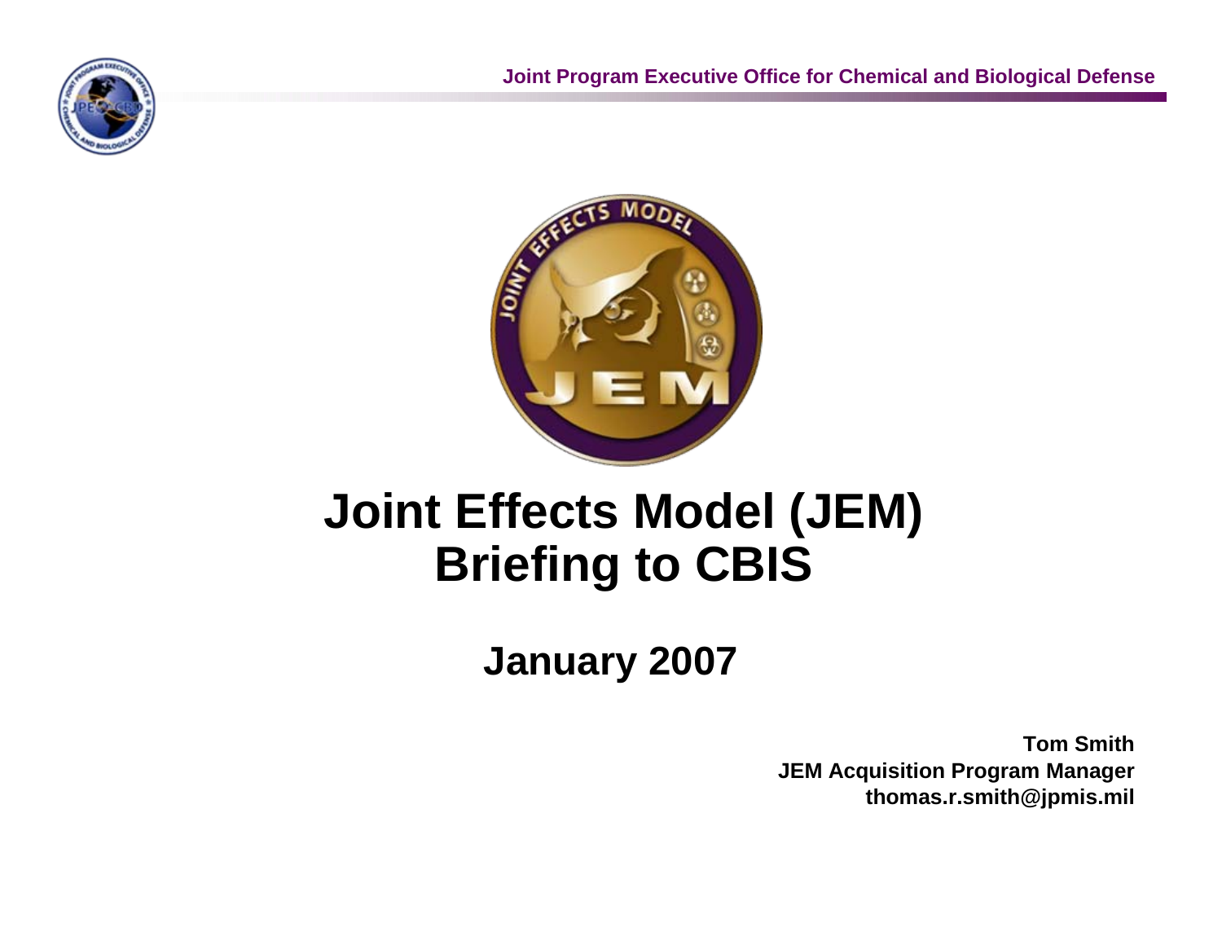# Joint Effects Model (JEM) Briefing to CBIS

## January 2007

**Tom Smith**
**JEM Acquisition Program Manager**
**thomas.r.smith@jpmis.mil**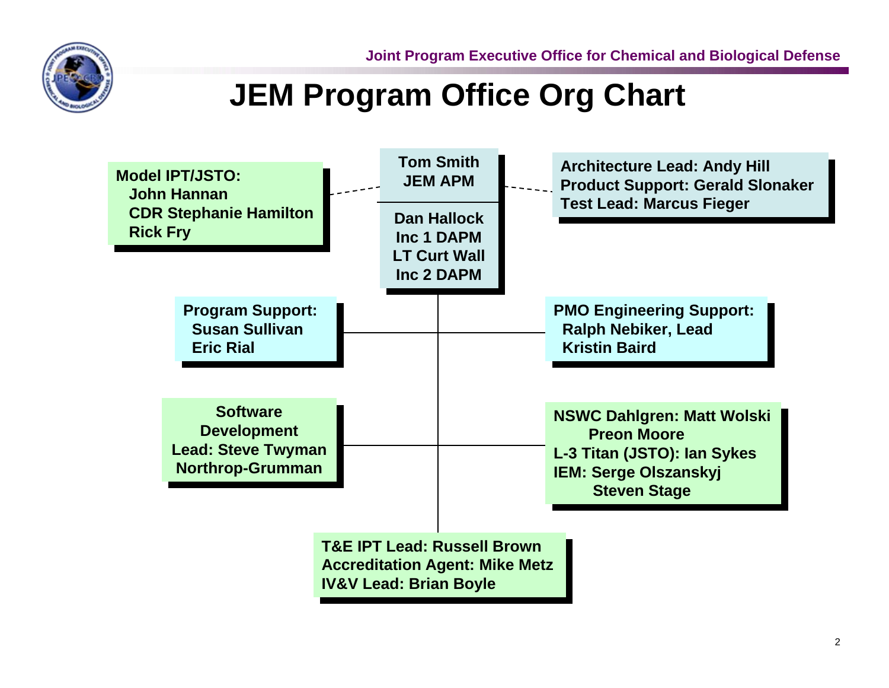# JEM Program Office Org Chart

**Tom Smith**
**JEM APM**

**Dan Hallock**
**Inc 1 DAPM**
**LT Curt Wall**
**Inc 2 DAPM**

**Model IPT/JSTO:**
- **John Hannan**
- **CDR Stephanie Hamilton**
- **Rick Fry**

**Architecture Lead: Andy Hill**
**Product Support: Gerald Slonaker**
**Test Lead: Marcus Fieger**

**Program Support:**
- **Susan Sullivan**
- **Eric Rial**

**PMO Engineering Support:**
- **Ralph Nebiker, Lead**
- **Kristin Baird**

**Software Development**
**Lead: Steve Twyman**
**Northrop-Grumman**

**NSWC Dahlgren: Matt Wolski**
**Preon Moore**
**L-3 Titan (JSTO): Ian Sykes**
**IEM: Serge Olszanskyj**
**Steven Stage**

**T&E IPT Lead: Russell Brown**
**Accreditation Agent: Mike Metz**
**IV&V Lead: Brian Boyle**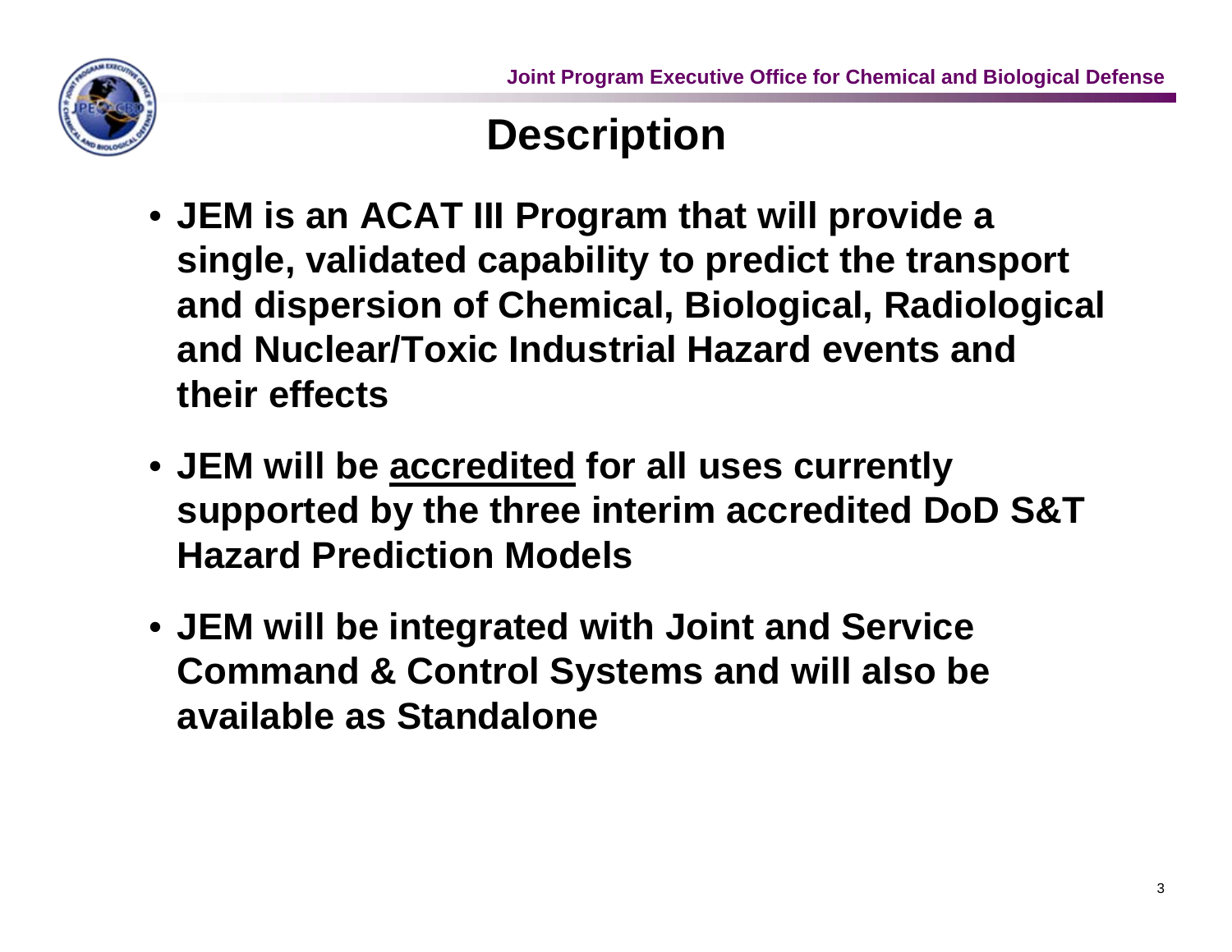# Description

- JEM is an ACAT III Program that will provide a single, validated capability to predict the transport and dispersion of Chemical, Biological, Radiological and Nuclear/Toxic Industrial Hazard events and their effects
- JEM will be <u>accredited</u> for all uses currently supported by the three interim accredited DoD S&T Hazard Prediction Models
- JEM will be integrated with Joint and Service Command & Control Systems and will also be available as Standalone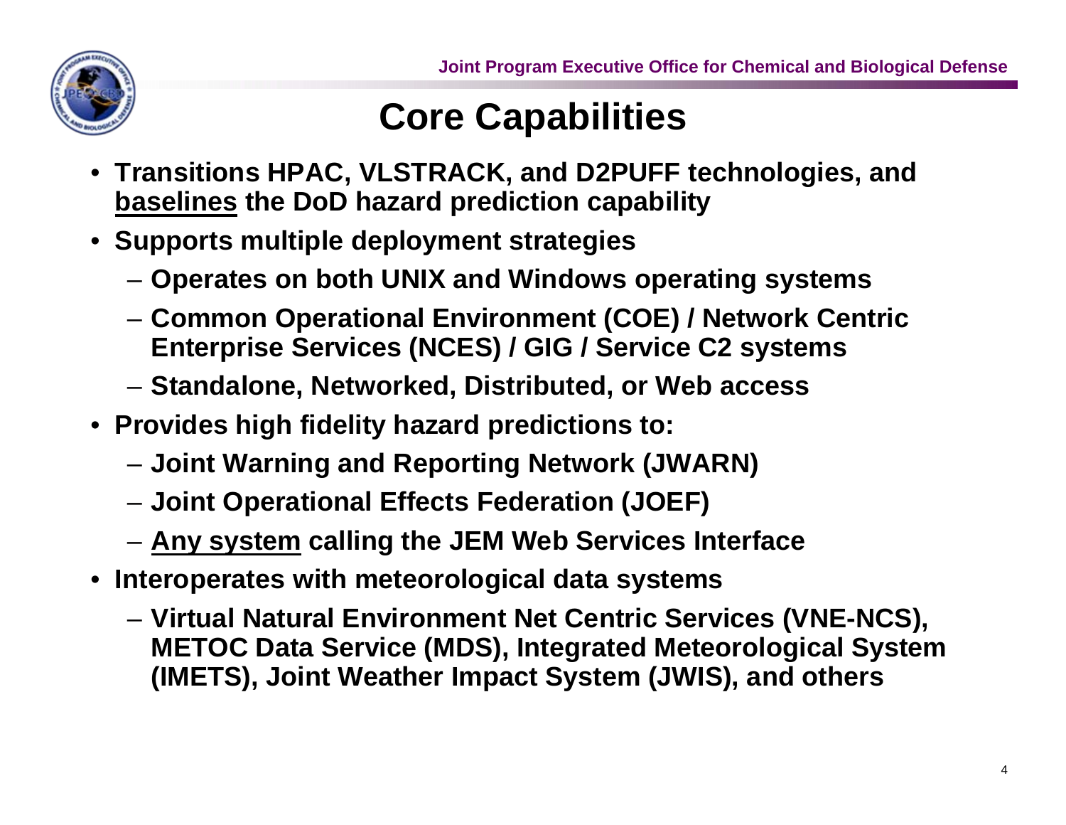# Core Capabilities

- **Transitions HPAC, VLSTRACK, and D2PUFF technologies, and <u>baselines</u> the DoD hazard prediction capability**
- **Supports multiple deployment strategies**
  - **Operates on both UNIX and Windows operating systems**
  - **Common Operational Environment (COE) / Network Centric Enterprise Services (NCES) / GIG / Service C2 systems**
  - **Standalone, Networked, Distributed, or Web access**
- **Provides high fidelity hazard predictions to:**
  - **Joint Warning and Reporting Network (JWARN)**
  - **Joint Operational Effects Federation (JOEF)**
  - **<u>Any system</u> calling the JEM Web Services Interface**
- **Interoperates with meteorological data systems**
  - **Virtual Natural Environment Net Centric Services (VNE-NCS), METOC Data Service (MDS), Integrated Meteorological System (IMETS), Joint Weather Impact System (JWIS), and others**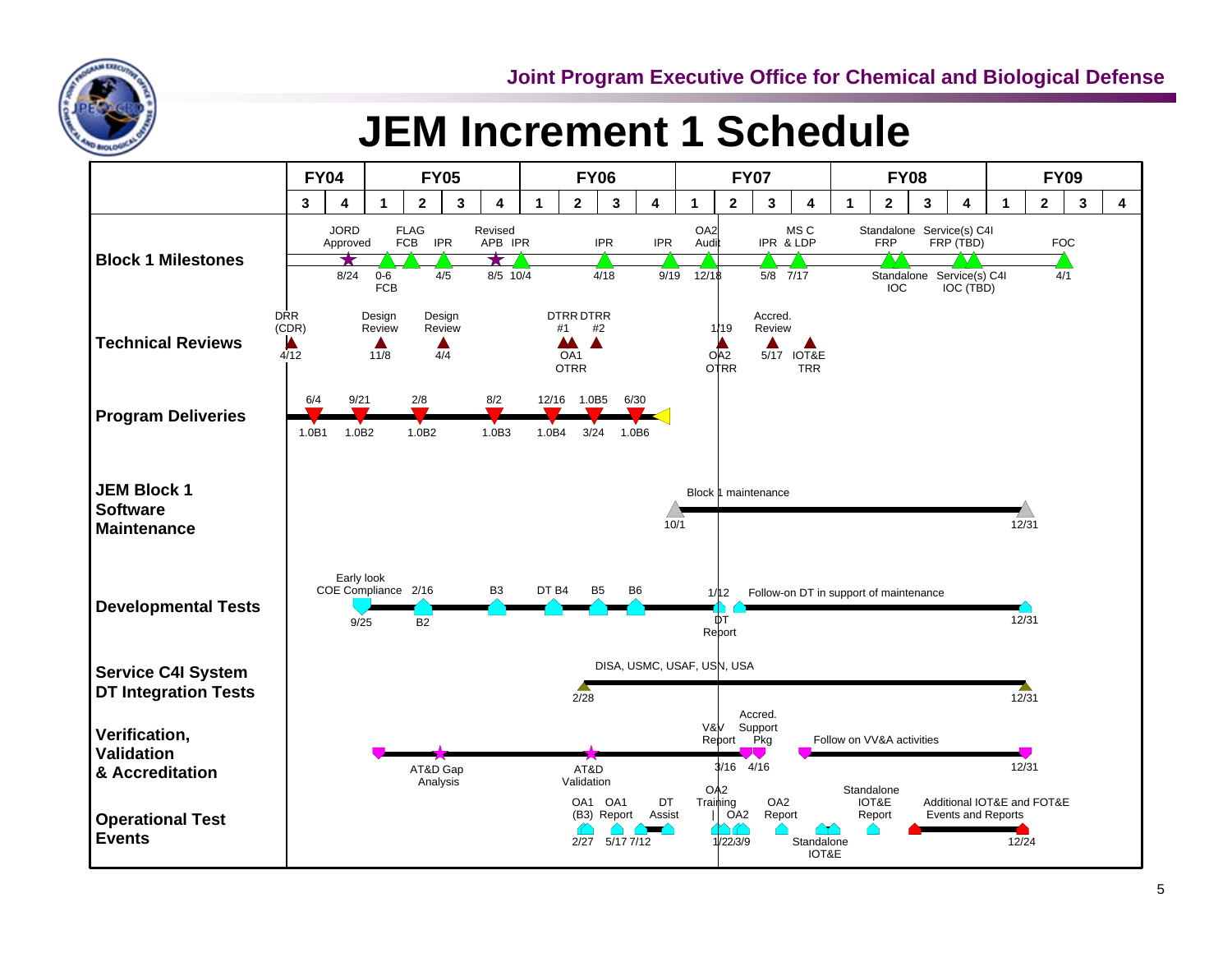Joint Program Executive Office for Chemical and Biological Defense

# JEM Increment 1 Schedule

| | FY04 | | FY05 | | | | FY06 | | | | FY07 | | | | FY08 | | | | FY09 | | | |
|---|---|---|---|---|---|---|---|---|---|---|---|---|---|---|---|---|---|---|---|---|---|---|
| | 3 | 4 | 1 | 2 | 3 | 4 | 1 | 2 | 3 | 4 | 1 | 2 | 3 | 4 | 1 | 2 | 3 | 4 | 1 | 2 | 3 | 4 |

**Block 1 Milestones**

- JORD Approved 8/24
- 0-6 FCB
- FLAG FCB
- IPR 4/5
- Revised APB 8/5
- IPR 10/4
- IPR 4/18
- IPR 9/19
- OA2 Audit 12/18
- IPR 5/8
- MS C & LDP 7/17
- Standalone FRP
- Service(s) C4I FRP (TBD)
- Standalone IOC
- Service(s) C4I IOC (TBD)
- FOC 4/1

**Technical Reviews**

- DRR (CDR) 4/12
- Design Review 11/8
- Design Review 4/4
- DTRR #1
- DTRR #2
- OA1 OTRR
- 1/19 OA2 OTRR
- Accred. Review 5/17
- IOT&E TRR

**Program Deliveries**

- 6/4 1.0B1
- 9/21 1.0B2
- 2/8 1.0B2
- 8/2 1.0B3
- 12/16 1.0B4
- 1.0B5 3/24
- 6/30 1.0B6

**JEM Block 1 Software Maintenance**

- Block 1 maintenance 10/1 – 12/31

**Developmental Tests**

- Early look COE Compliance 9/25
- 2/16 B2
- B3
- DT B4
- B5
- B6
- 1/12 DT Report
- Follow-on DT in support of maintenance – 12/31

**Service C4I System DT Integration Tests**

- DISA, USMC, USAF, USN, USA 2/28 – 12/31

**Verification, Validation & Accreditation**

- AT&D Gap Analysis
- AT&D Validation
- V&V Report 3/16
- Accred. Support Pkg 4/16
- Follow on VV&A activities – 12/31

**Operational Test Events**

- OA1 (B3) 2/27
- OA1 Report 5/17
- DT Assist 7/12
- OA2 Training 1/22
- OA2 Report 3/9
- OA2 Report
- Standalone IOT&E
- Standalone IOT&E Report
- Additional IOT&E and FOT&E Events and Reports – 12/24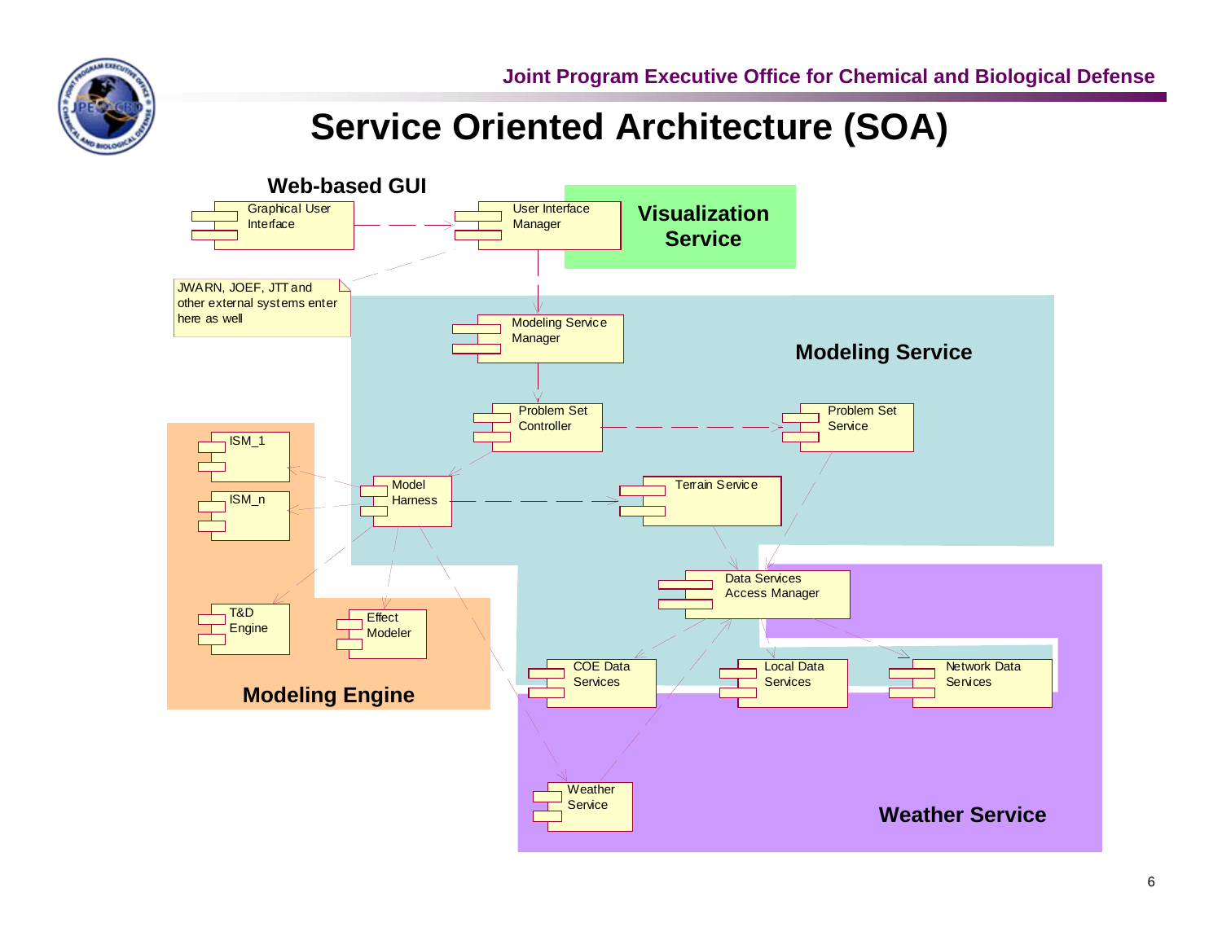# Service Oriented Architecture (SOA)

**Web-based GUI**

Graphical User Interface

User Interface Manager

**Visualization Service**

JWARN, JOEF, JTT and other external systems enter here as well

Modeling Service Manager

**Modeling Service**

Problem Set Controller

Problem Set Service

ISM_1

ISM_n

Model Harness

Terrain Service

T&D Engine

Effect Modeler

Data Services Access Manager

**Modeling Engine**

COE Data Services

Local Data Services

Network Data Services

Weather Service

**Weather Service**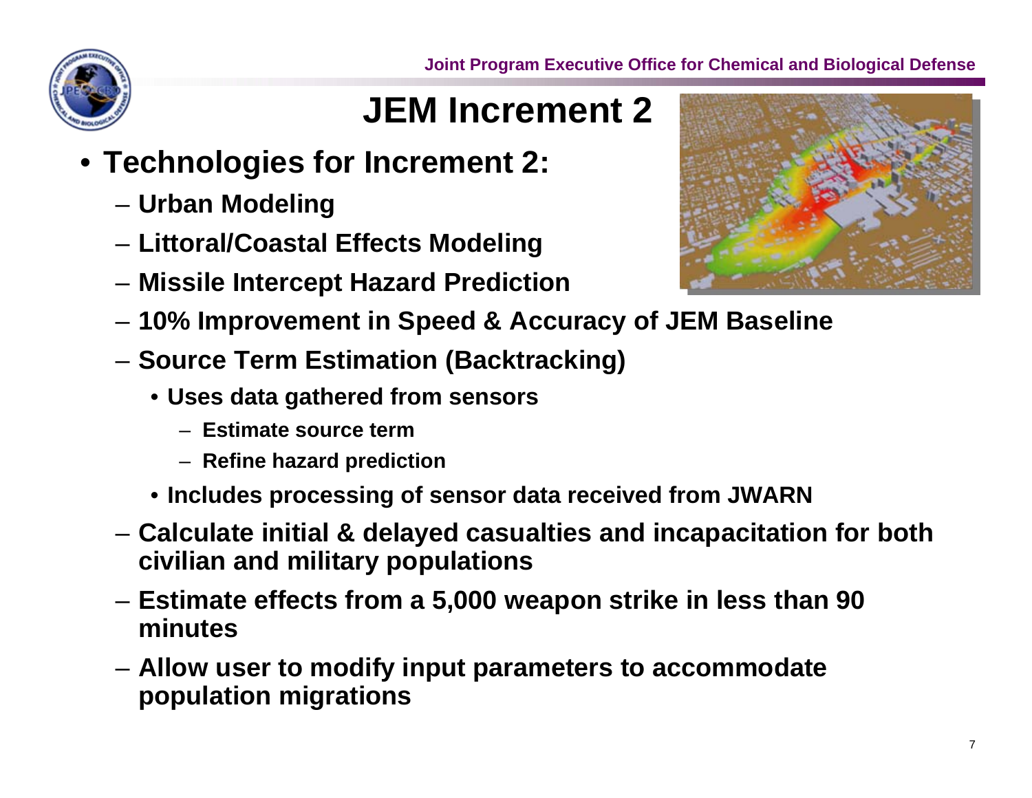# JEM Increment 2

- **Technologies for Increment 2:**
  - **Urban Modeling**
  - **Littoral/Coastal Effects Modeling**
  - **Missile Intercept Hazard Prediction**
  - **10% Improvement in Speed & Accuracy of JEM Baseline**
  - **Source Term Estimation (Backtracking)**
    - **Uses data gathered from sensors**
      - **Estimate source term**
      - **Refine hazard prediction**
    - **Includes processing of sensor data received from JWARN**
  - **Calculate initial & delayed casualties and incapacitation for both civilian and military populations**
  - **Estimate effects from a 5,000 weapon strike in less than 90 minutes**
  - **Allow user to modify input parameters to accommodate population migrations**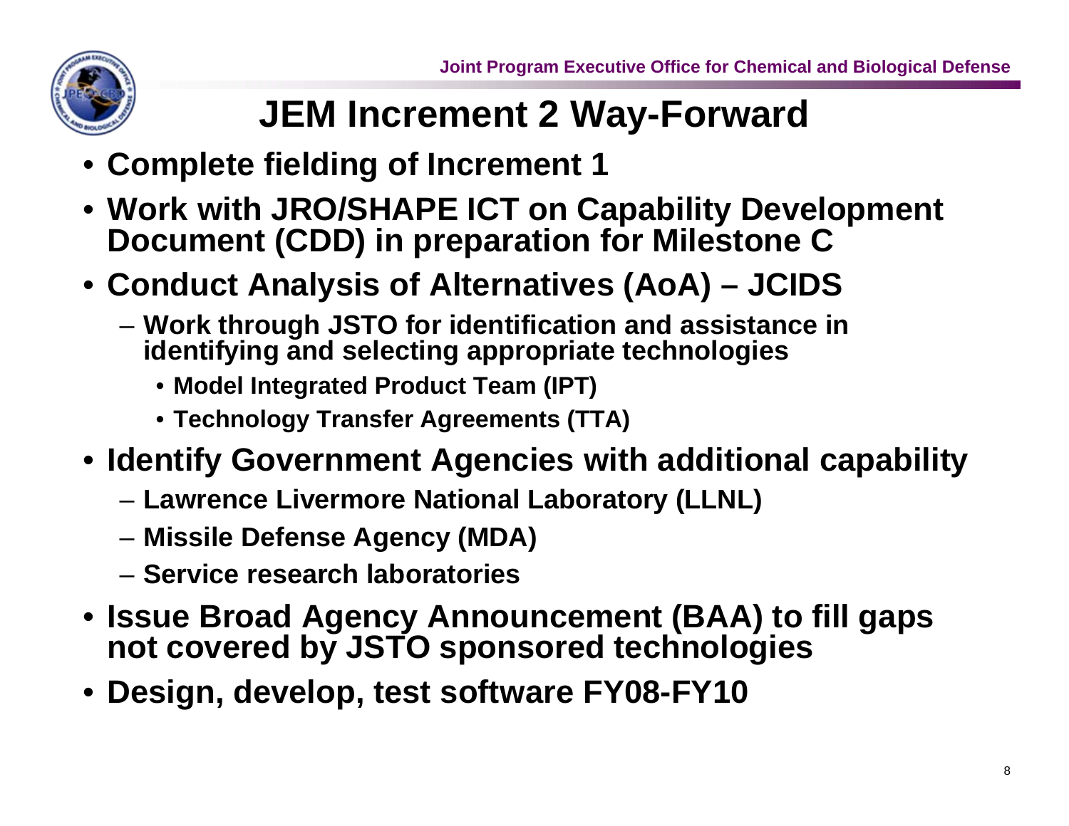# JEM Increment 2 Way-Forward

- **Complete fielding of Increment 1**
- **Work with JRO/SHAPE ICT on Capability Development Document (CDD) in preparation for Milestone C**
- **Conduct Analysis of Alternatives (AoA) – JCIDS**
  - **Work through JSTO for identification and assistance in identifying and selecting appropriate technologies**
    - **Model Integrated Product Team (IPT)**
    - **Technology Transfer Agreements (TTA)**
- **Identify Government Agencies with additional capability**
  - **Lawrence Livermore National Laboratory (LLNL)**
  - **Missile Defense Agency (MDA)**
  - **Service research laboratories**
- **Issue Broad Agency Announcement (BAA) to fill gaps not covered by JSTO sponsored technologies**
- **Design, develop, test software FY08-FY10**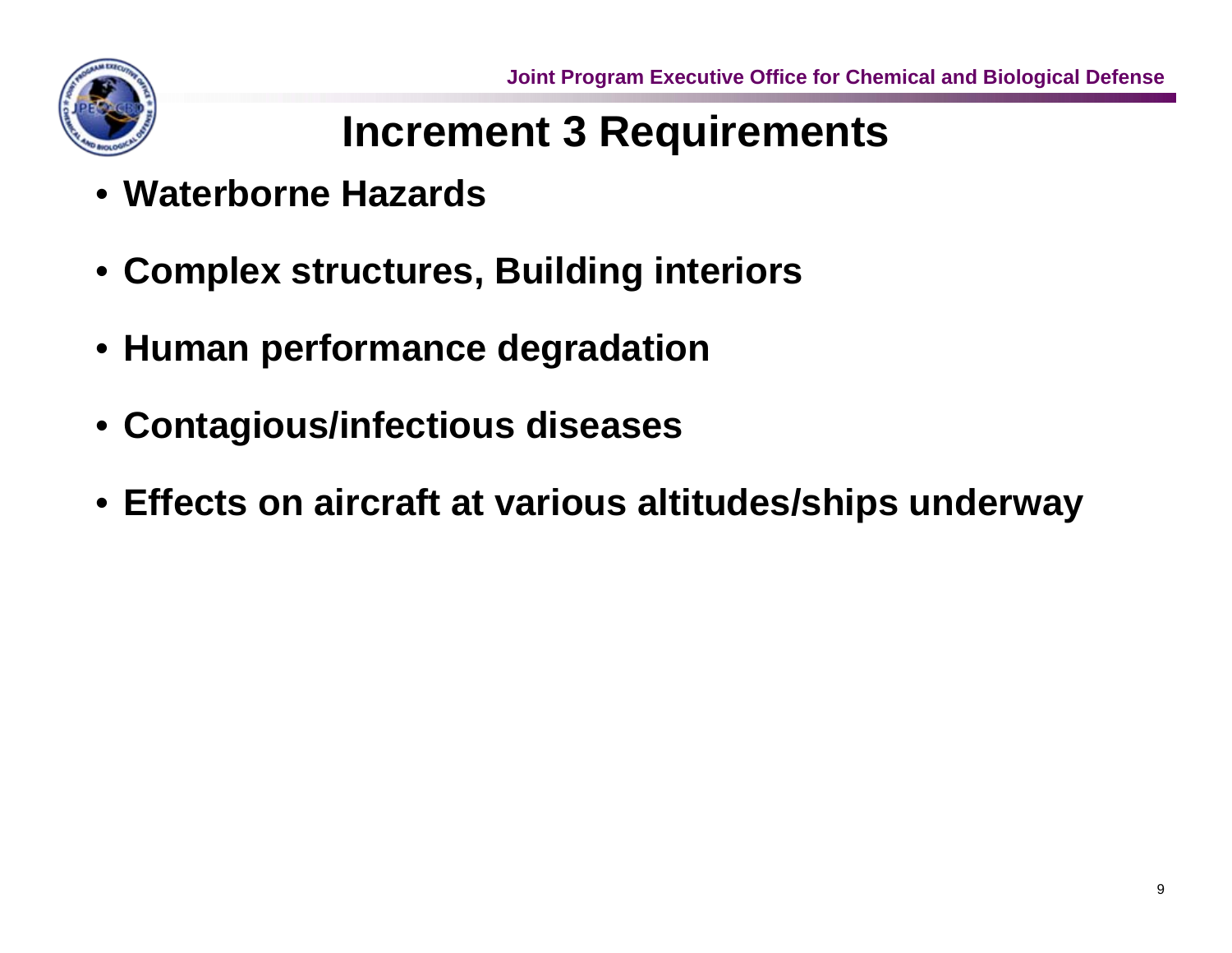# Increment 3 Requirements

- **Waterborne Hazards**
- **Complex structures, Building interiors**
- **Human performance degradation**
- **Contagious/infectious diseases**
- **Effects on aircraft at various altitudes/ships underway**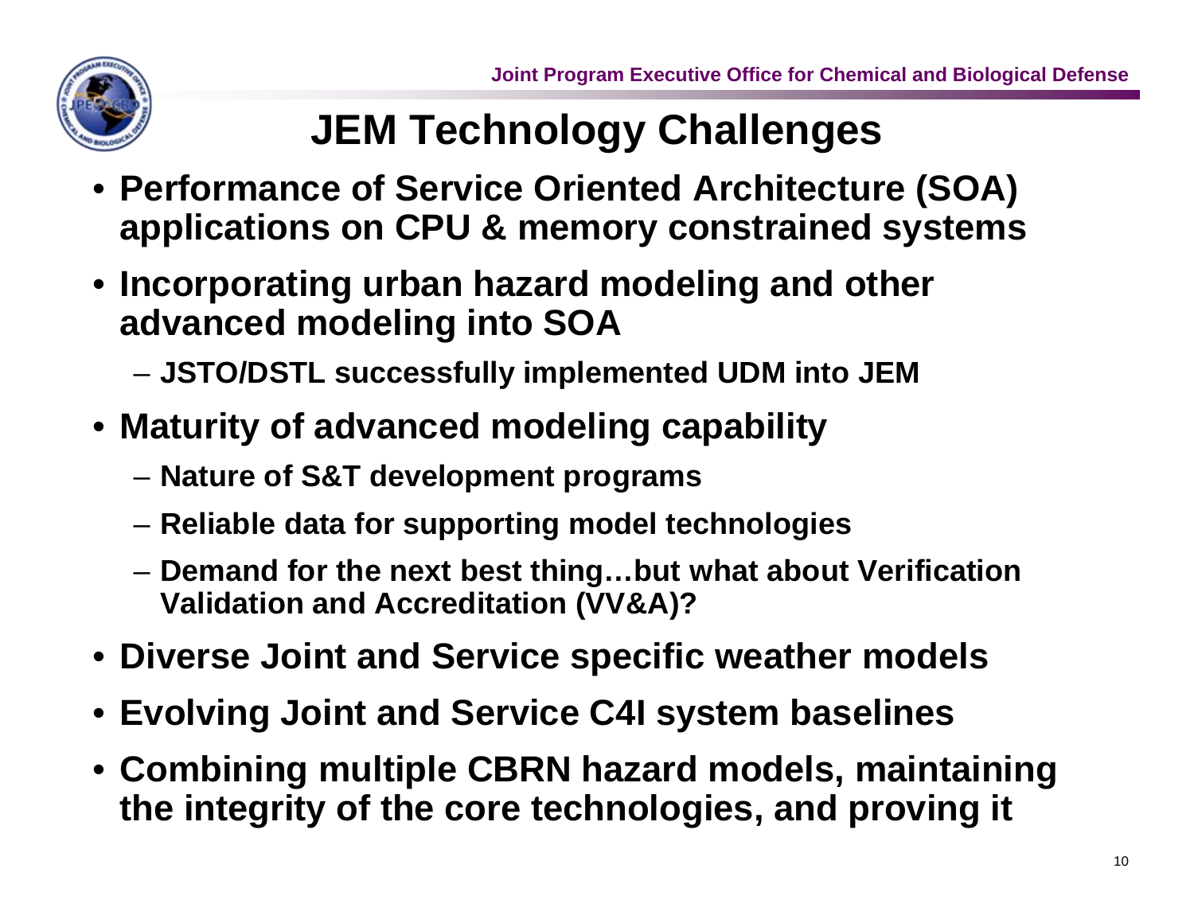# JEM Technology Challenges

- Performance of Service Oriented Architecture (SOA) applications on CPU & memory constrained systems
- Incorporating urban hazard modeling and other advanced modeling into SOA
  - JSTO/DSTL successfully implemented UDM into JEM
- Maturity of advanced modeling capability
  - Nature of S&T development programs
  - Reliable data for supporting model technologies
  - Demand for the next best thing…but what about Verification Validation and Accreditation (VV&A)?
- Diverse Joint and Service specific weather models
- Evolving Joint and Service C4I system baselines
- Combining multiple CBRN hazard models, maintaining the integrity of the core technologies, and proving it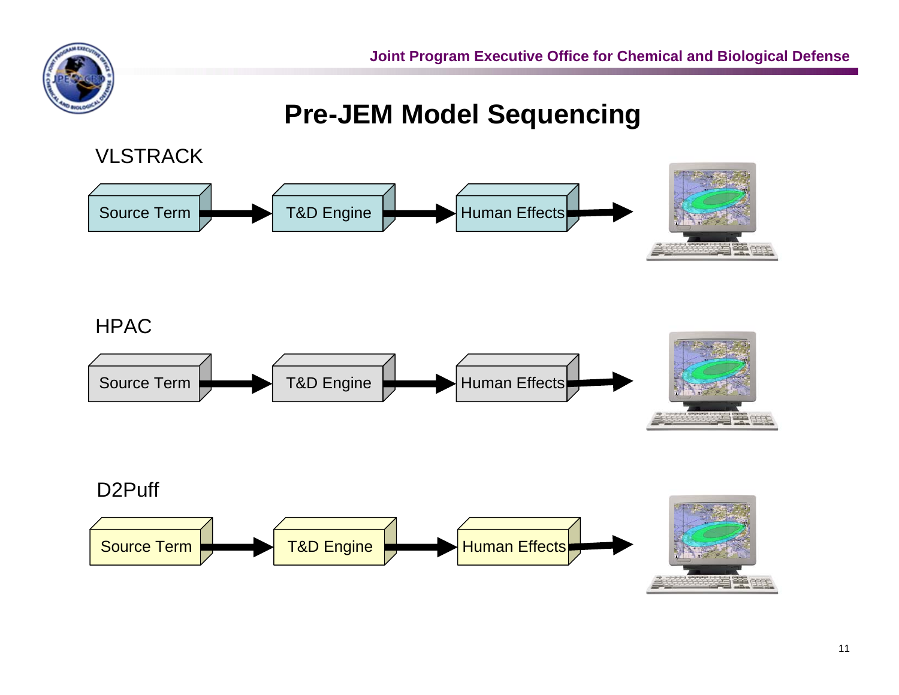# Pre-JEM Model Sequencing

VLSTRACK

Source Term → T&D Engine → Human Effects →

HPAC

Source Term → T&D Engine → Human Effects →

D2Puff

Source Term → T&D Engine → Human Effects →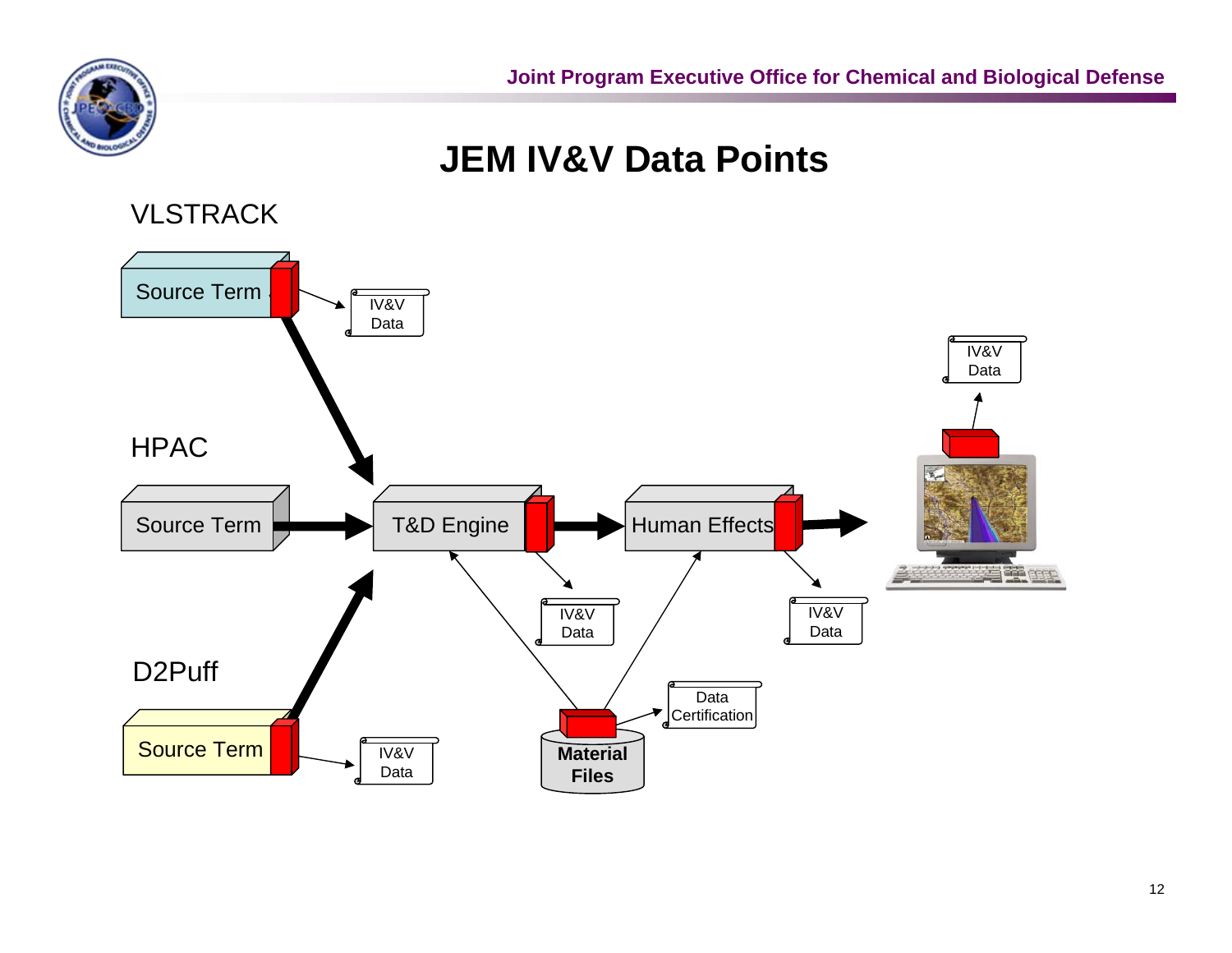# JEM IV&V Data Points

VLSTRACK

Source Term

IV&V Data

HPAC

Source Term

T&D Engine

Human Effects

IV&V Data

IV&V Data

IV&V Data

D2Puff

Source Term

IV&V Data

Material Files

Data Certification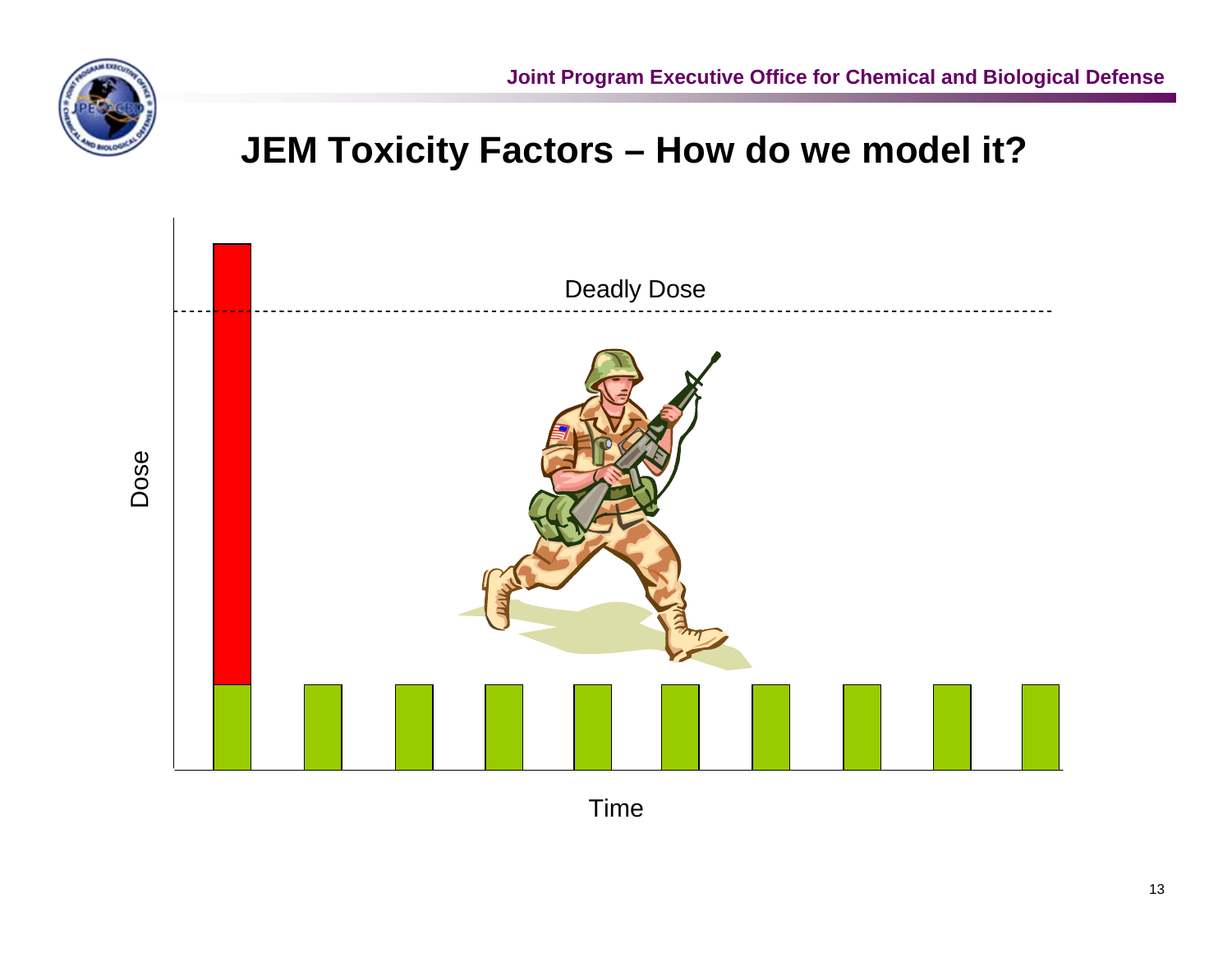# JEM Toxicity Factors – How do we model it?

Deadly Dose

Dose

Time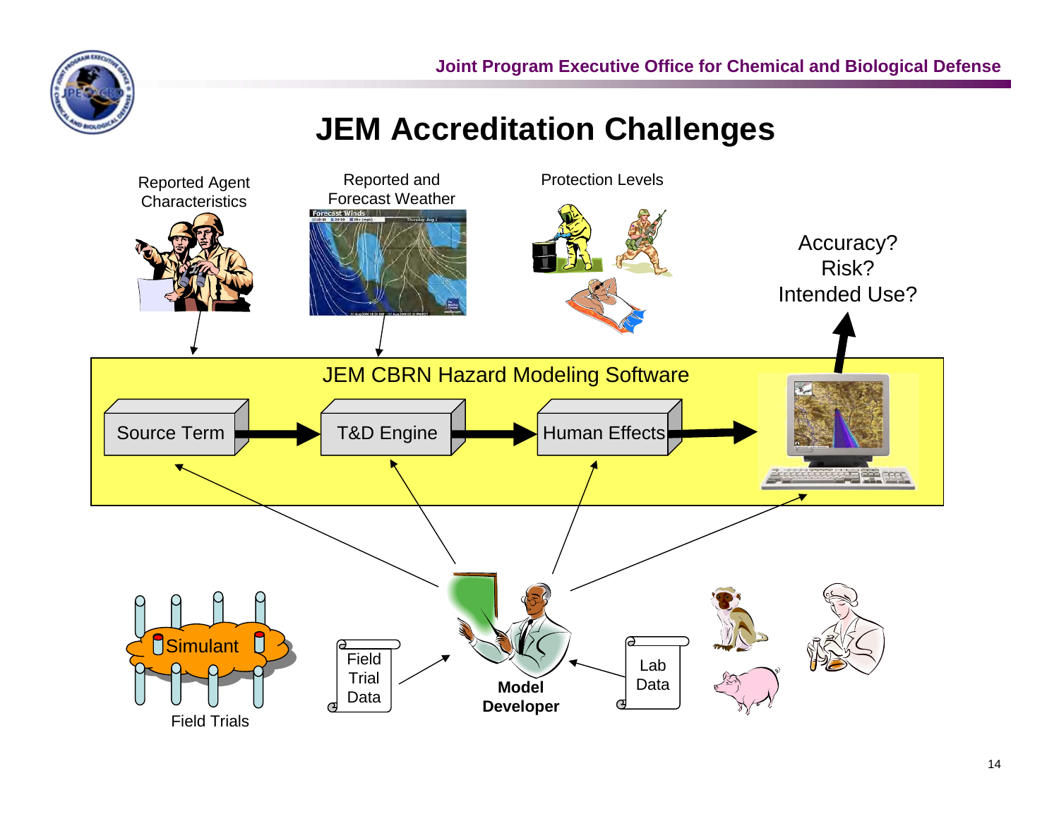# JEM Accreditation Challenges

Reported Agent Characteristics

Reported and Forecast Weather

Protection Levels

Accuracy?
Risk?
Intended Use?

JEM CBRN Hazard Modeling Software

Source Term → T&D Engine → Human Effects

Simulant

Field Trials

Field Trial Data

Model Developer

Lab Data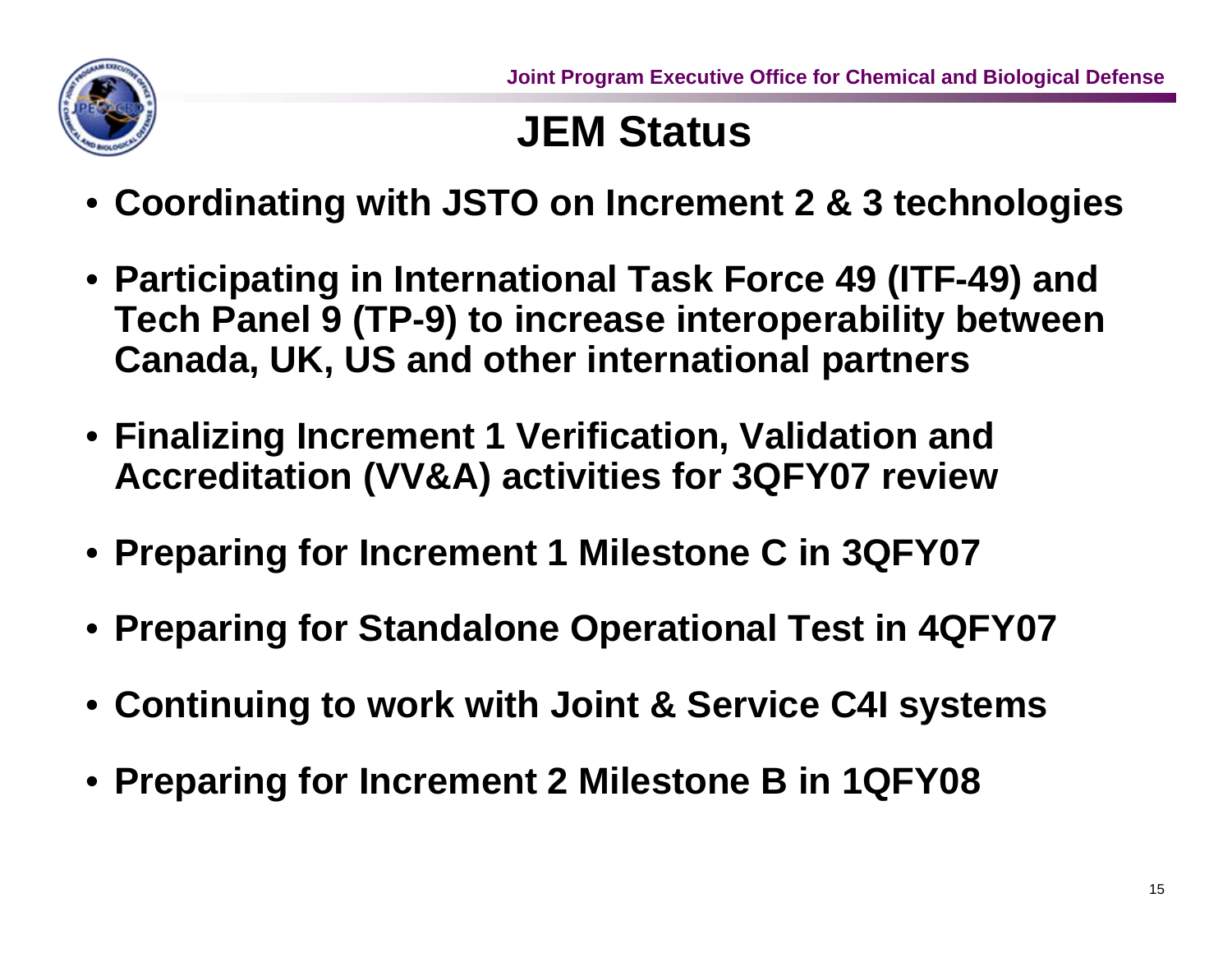# JEM Status

- **Coordinating with JSTO on Increment 2 & 3 technologies**
- **Participating in International Task Force 49 (ITF-49) and Tech Panel 9 (TP-9) to increase interoperability between Canada, UK, US and other international partners**
- **Finalizing Increment 1 Verification, Validation and Accreditation (VV&A) activities for 3QFY07 review**
- **Preparing for Increment 1 Milestone C in 3QFY07**
- **Preparing for Standalone Operational Test in 4QFY07**
- **Continuing to work with Joint & Service C4I systems**
- **Preparing for Increment 2 Milestone B in 1QFY08**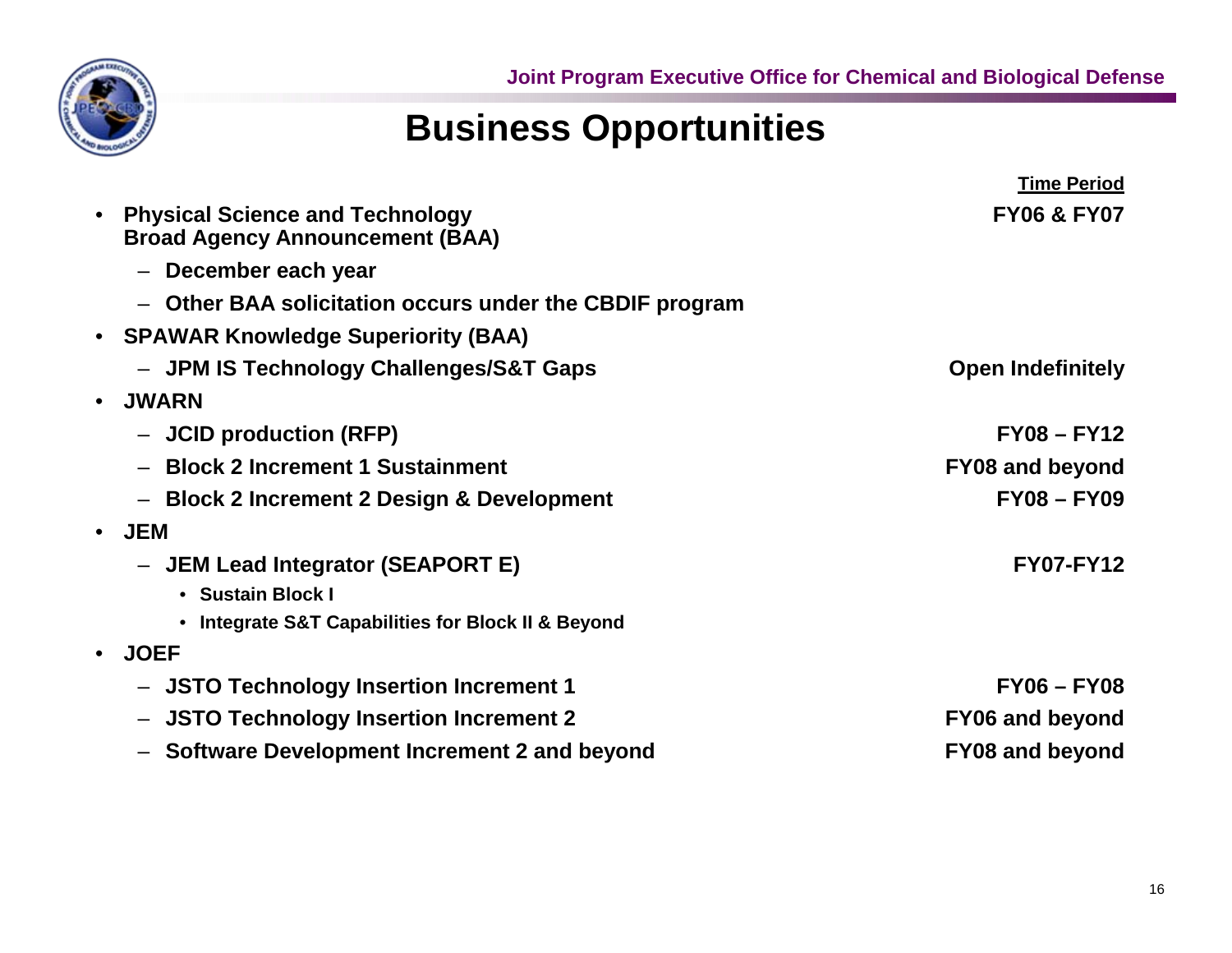# Business Opportunities

| | Time Period |
|---|---|
| • Physical Science and Technology Broad Agency Announcement (BAA) | FY06 & FY07 |
| – December each year | |
| – Other BAA solicitation occurs under the CBDIF program | |
| • SPAWAR Knowledge Superiority (BAA) | |
| – JPM IS Technology Challenges/S&T Gaps | Open Indefinitely |
| • JWARN | |
| – JCID production (RFP) | FY08 – FY12 |
| – Block 2 Increment 1 Sustainment | FY08 and beyond |
| – Block 2 Increment 2 Design & Development | FY08 – FY09 |
| • JEM | |
| – JEM Lead Integrator (SEAPORT E) | FY07-FY12 |
| • Sustain Block I | |
| • Integrate S&T Capabilities for Block II & Beyond | |
| • JOEF | |
| – JSTO Technology Insertion Increment 1 | FY06 – FY08 |
| – JSTO Technology Insertion Increment 2 | FY06 and beyond |
| – Software Development Increment 2 and beyond | FY08 and beyond |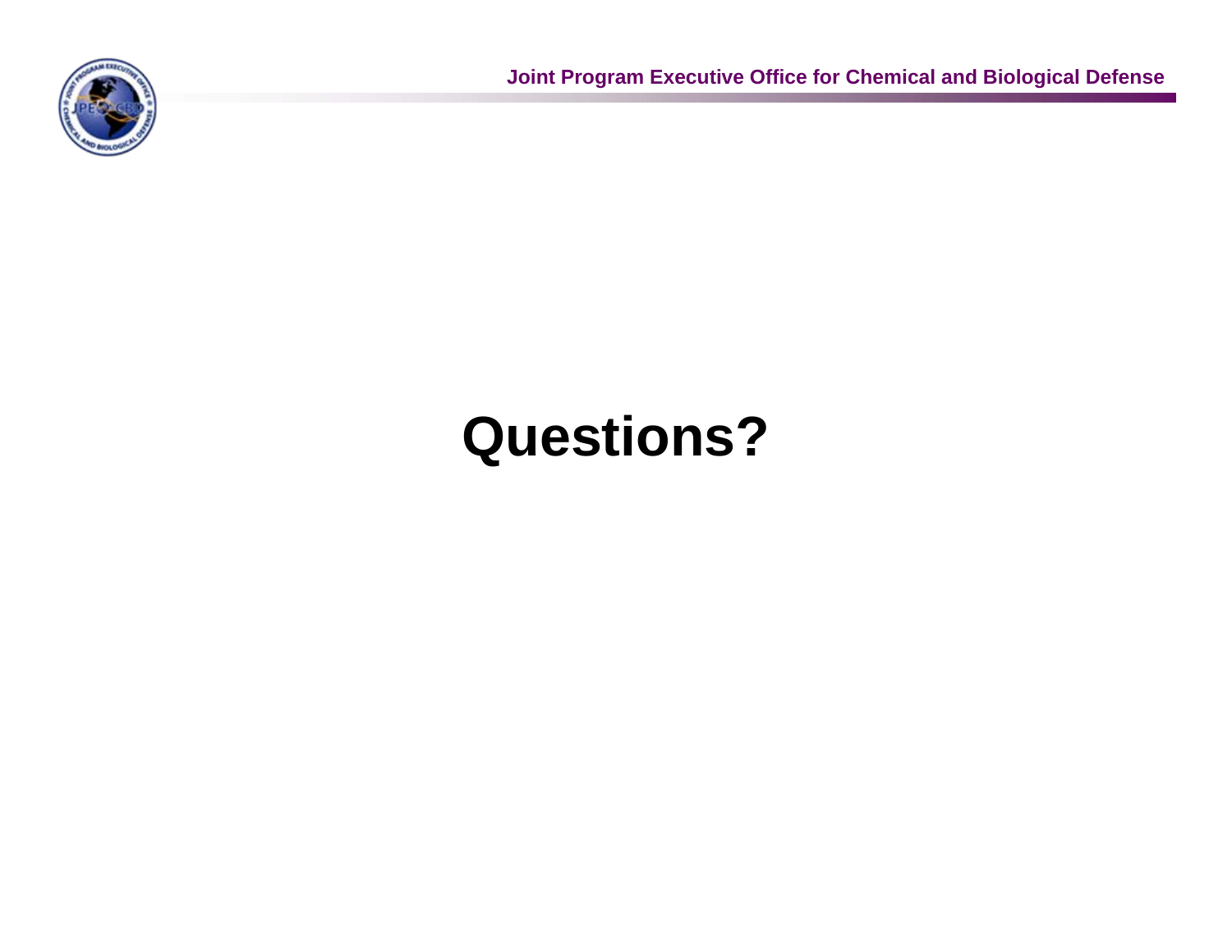# Questions?